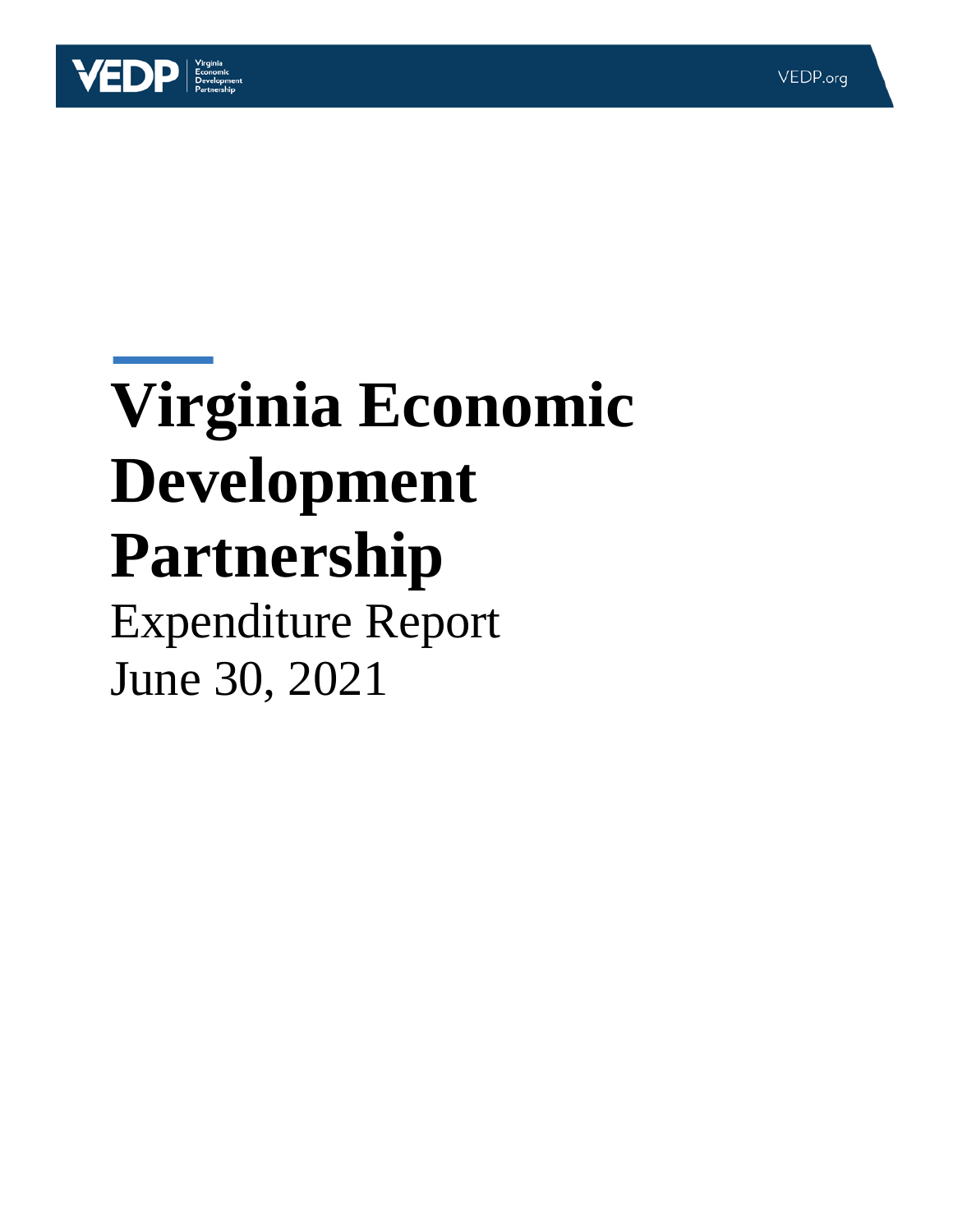# Virginia Economic Development Partnership

Expenditure Report
June 30, 2021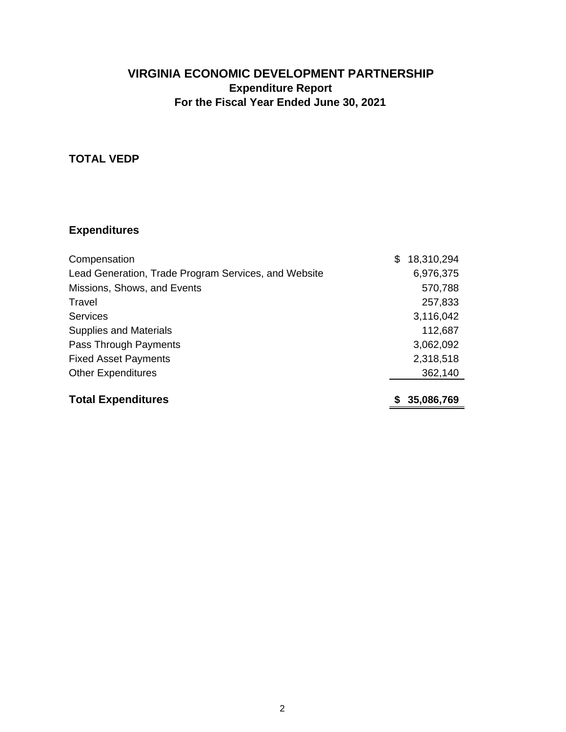# VIRGINIA ECONOMIC DEVELOPMENT PARTNERSHIP

## Expenditure Report

## For the Fiscal Year Ended June 30, 2021

### TOTAL VEDP

### Expenditures

| | |
|---|---|
| Compensation | $ 18,310,294 |
| Lead Generation, Trade Program Services, and Website | 6,976,375 |
| Missions, Shows, and Events | 570,788 |
| Travel | 257,833 |
| Services | 3,116,042 |
| Supplies and Materials | 112,687 |
| Pass Through Payments | 3,062,092 |
| Fixed Asset Payments | 2,318,518 |
| Other Expenditures | 362,140 |
| **Total Expenditures** | **$ 35,086,769** |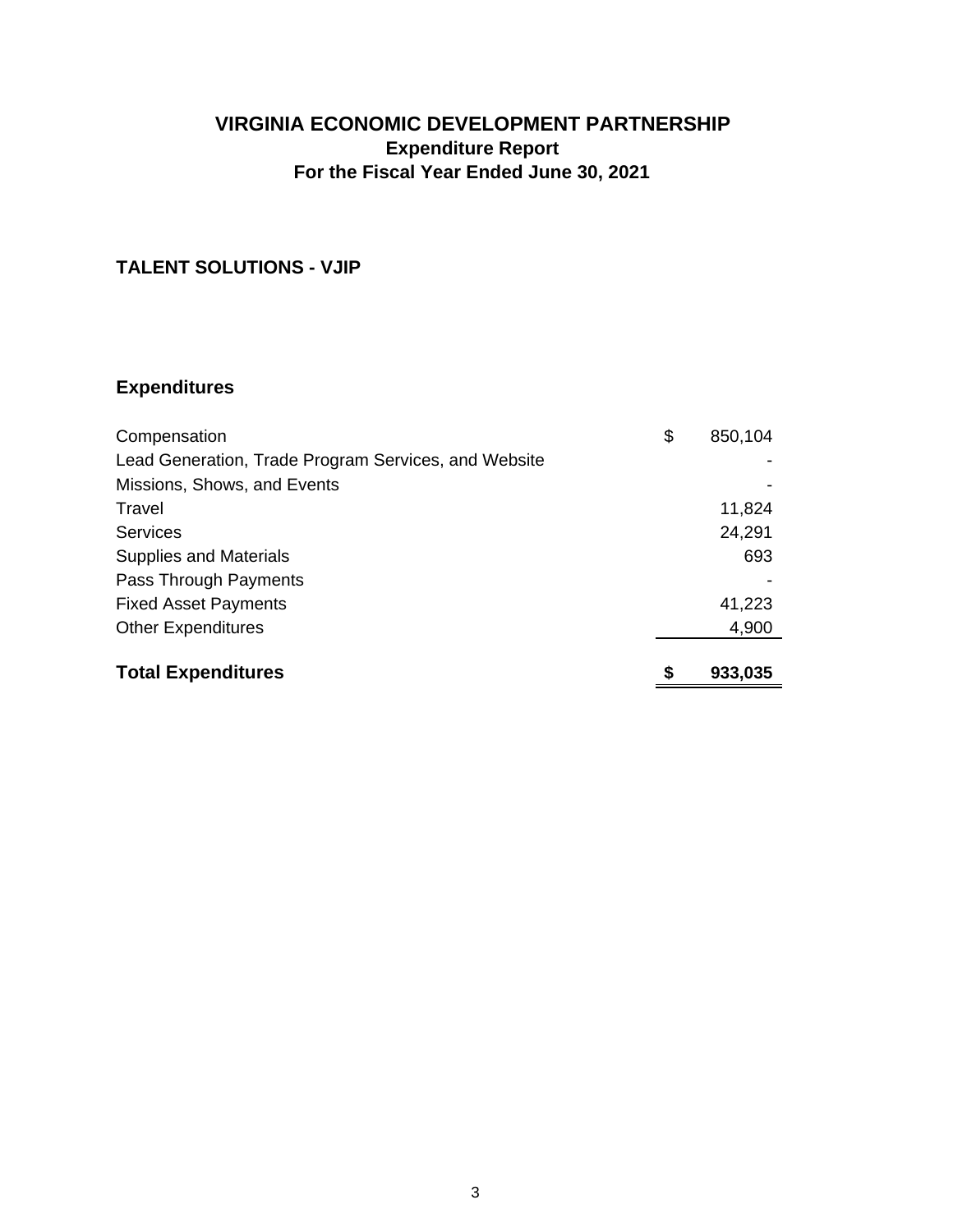# VIRGINIA ECONOMIC DEVELOPMENT PARTNERSHIP

## Expenditure Report

## For the Fiscal Year Ended June 30, 2021

### TALENT SOLUTIONS - VJIP

### Expenditures

| | | |
|---|---|---|
| Compensation | $ | 850,104 |
| Lead Generation, Trade Program Services, and Website | | - |
| Missions, Shows, and Events | | - |
| Travel | | 11,824 |
| Services | | 24,291 |
| Supplies and Materials | | 693 |
| Pass Through Payments | | - |
| Fixed Asset Payments | | 41,223 |
| Other Expenditures | | 4,900 |
| **Total Expenditures** | **$** | **933,035** |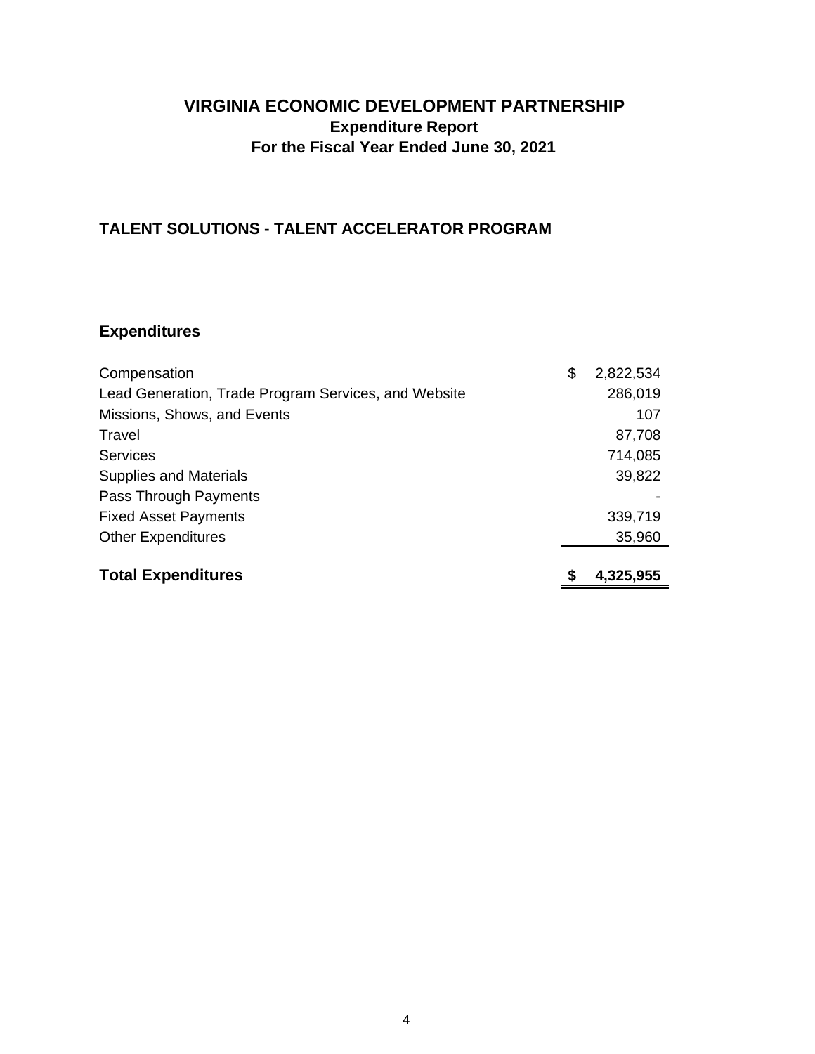# VIRGINIA ECONOMIC DEVELOPMENT PARTNERSHIP

## Expenditure Report

## For the Fiscal Year Ended June 30, 2021

### TALENT SOLUTIONS - TALENT ACCELERATOR PROGRAM

### Expenditures

| | |
|---|---|
| Compensation | $ 2,822,534 |
| Lead Generation, Trade Program Services, and Website | 286,019 |
| Missions, Shows, and Events | 107 |
| Travel | 87,708 |
| Services | 714,085 |
| Supplies and Materials | 39,822 |
| Pass Through Payments | - |
| Fixed Asset Payments | 339,719 |
| Other Expenditures | 35,960 |
| **Total Expenditures** | **$ 4,325,955** |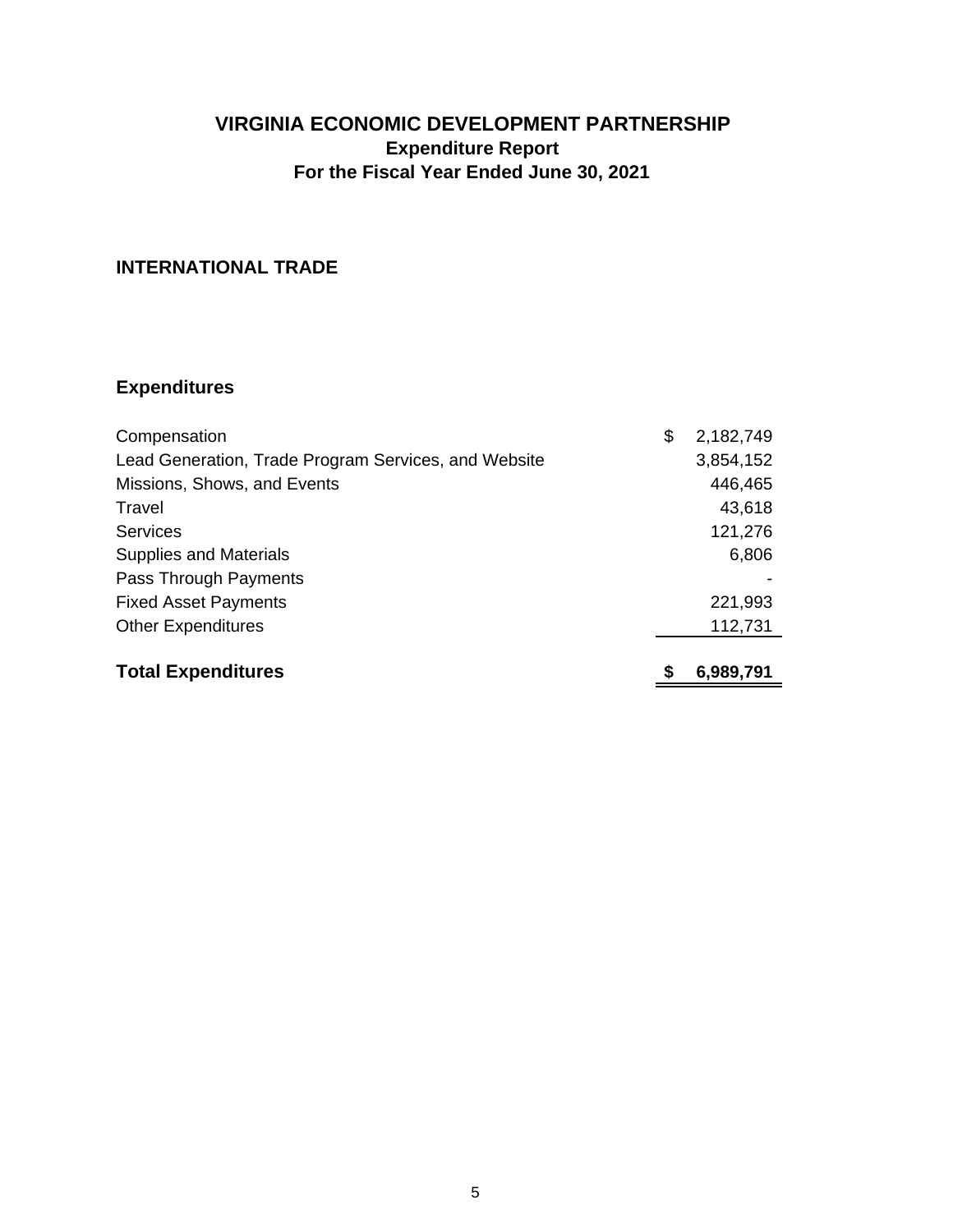# VIRGINIA ECONOMIC DEVELOPMENT PARTNERSHIP

**Expenditure Report**

**For the Fiscal Year Ended June 30, 2021**

## INTERNATIONAL TRADE

### Expenditures

| | |
|---|---|
| Compensation | $ 2,182,749 |
| Lead Generation, Trade Program Services, and Website | 3,854,152 |
| Missions, Shows, and Events | 446,465 |
| Travel | 43,618 |
| Services | 121,276 |
| Supplies and Materials | 6,806 |
| Pass Through Payments | - |
| Fixed Asset Payments | 221,993 |
| Other Expenditures | 112,731 |
| **Total Expenditures** | **$ 6,989,791** |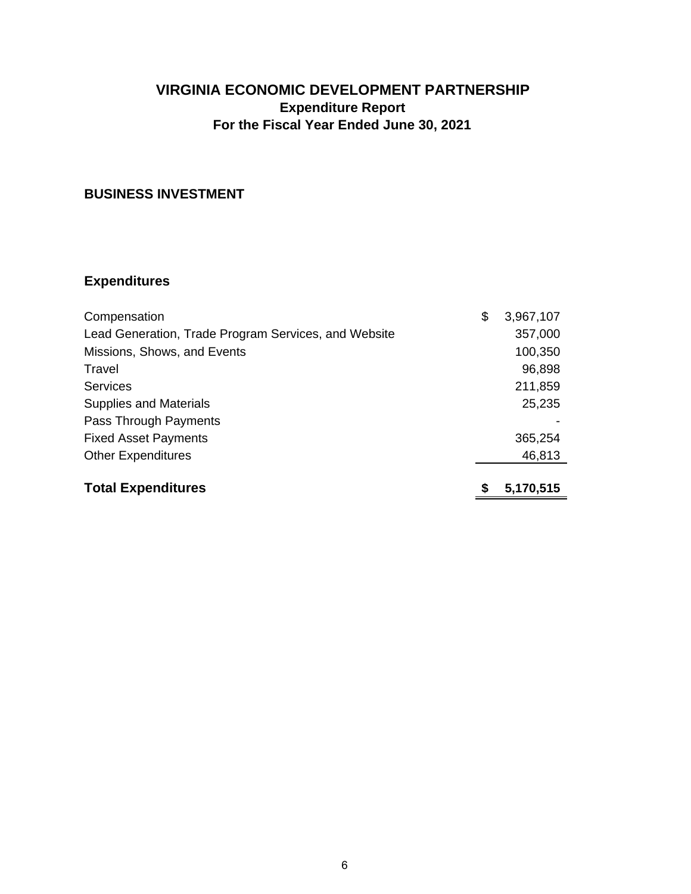# VIRGINIA ECONOMIC DEVELOPMENT PARTNERSHIP

## Expenditure Report

## For the Fiscal Year Ended June 30, 2021

### BUSINESS INVESTMENT

### Expenditures

| | |
|---|---|
| Compensation | $ 3,967,107 |
| Lead Generation, Trade Program Services, and Website | 357,000 |
| Missions, Shows, and Events | 100,350 |
| Travel | 96,898 |
| Services | 211,859 |
| Supplies and Materials | 25,235 |
| Pass Through Payments | - |
| Fixed Asset Payments | 365,254 |
| Other Expenditures | 46,813 |
| **Total Expenditures** | **$ 5,170,515** |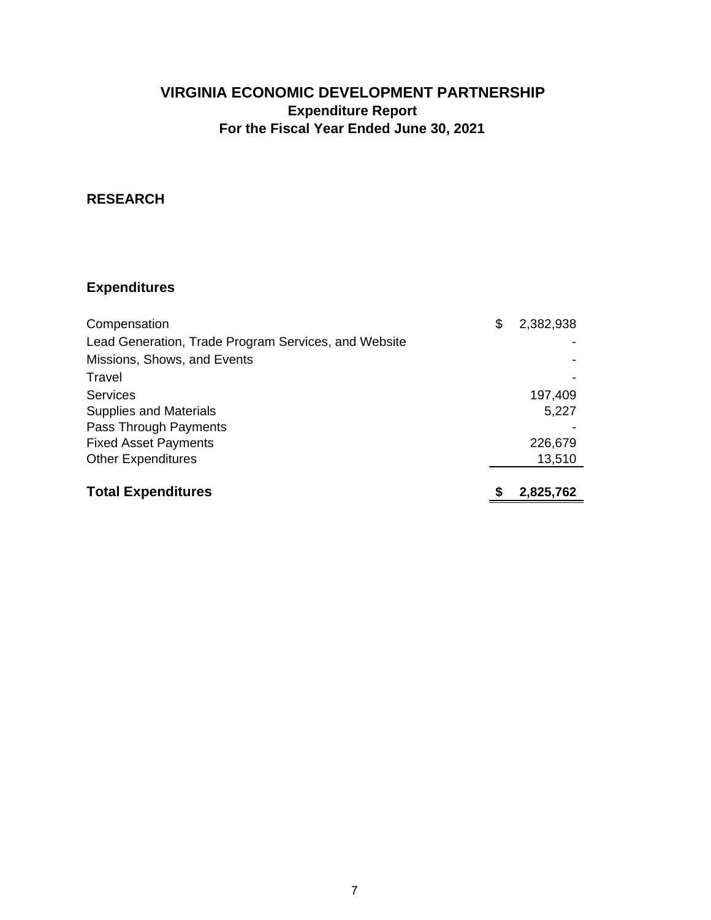# VIRGINIA ECONOMIC DEVELOPMENT PARTNERSHIP

## Expenditure Report

## For the Fiscal Year Ended June 30, 2021

### RESEARCH

### Expenditures

| | |
|---|---|
| Compensation | $ 2,382,938 |
| Lead Generation, Trade Program Services, and Website | - |
| Missions, Shows, and Events | - |
| Travel | - |
| Services | 197,409 |
| Supplies and Materials | 5,227 |
| Pass Through Payments | - |
| Fixed Asset Payments | 226,679 |
| Other Expenditures | 13,510 |
| **Total Expenditures** | **$ 2,825,762** |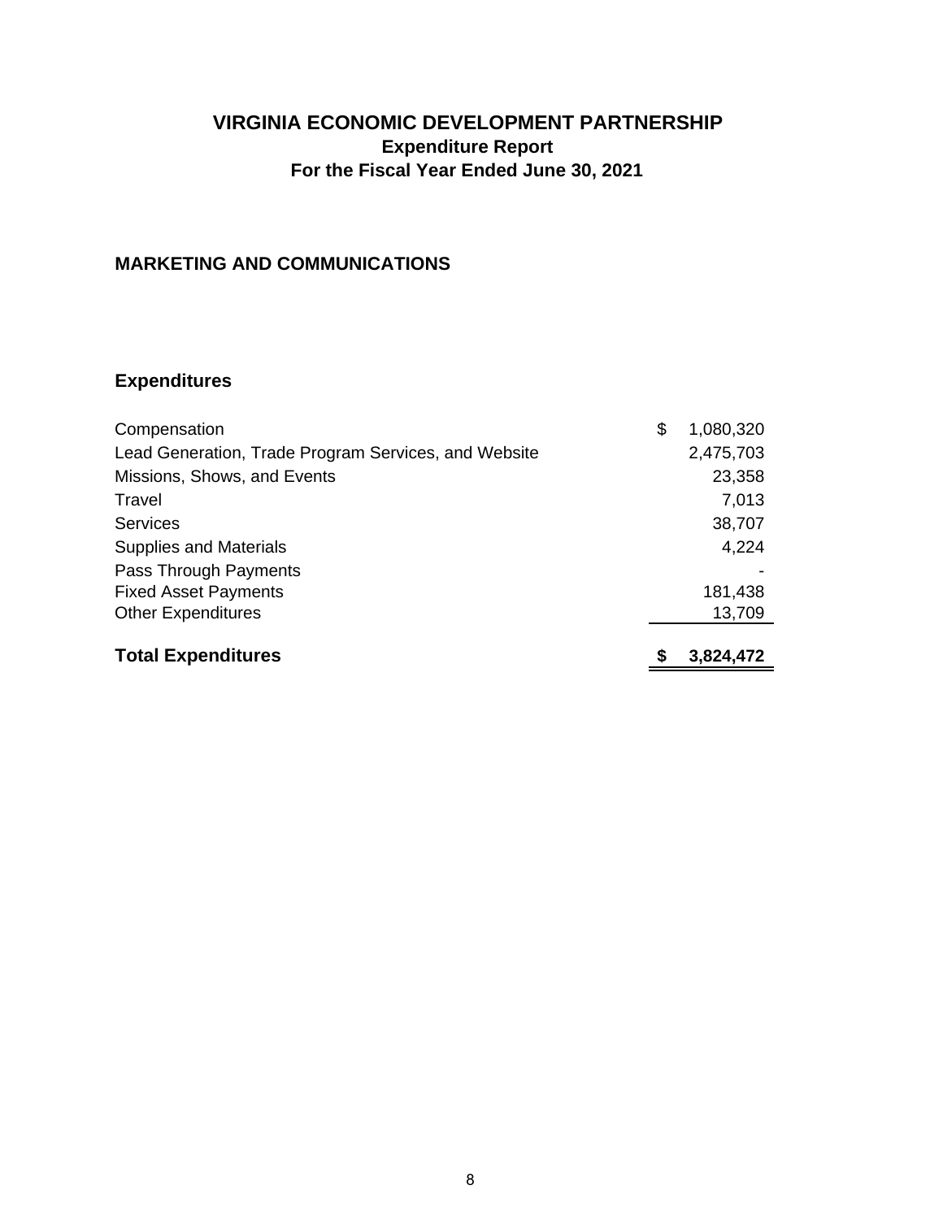# VIRGINIA ECONOMIC DEVELOPMENT PARTNERSHIP

## Expenditure Report

## For the Fiscal Year Ended June 30, 2021

### MARKETING AND COMMUNICATIONS

### Expenditures

| | |
|---|---|
| Compensation | $ 1,080,320 |
| Lead Generation, Trade Program Services, and Website | 2,475,703 |
| Missions, Shows, and Events | 23,358 |
| Travel | 7,013 |
| Services | 38,707 |
| Supplies and Materials | 4,224 |
| Pass Through Payments | - |
| Fixed Asset Payments | 181,438 |
| Other Expenditures | 13,709 |
| **Total Expenditures** | **$ 3,824,472** |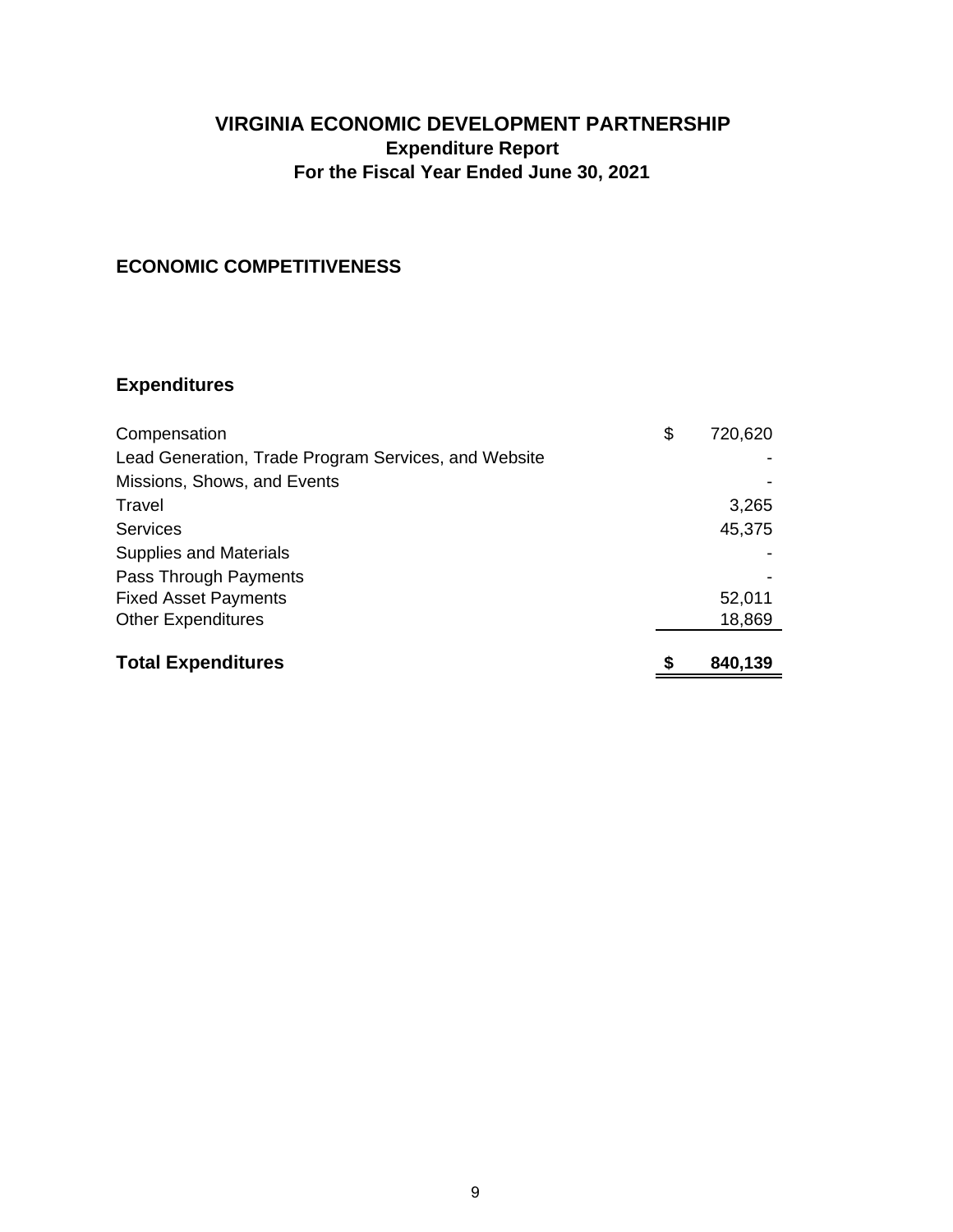# VIRGINIA ECONOMIC DEVELOPMENT PARTNERSHIP

## Expenditure Report

## For the Fiscal Year Ended June 30, 2021

### ECONOMIC COMPETITIVENESS

### Expenditures

| | |
|---|---|
| Compensation | $ 720,620 |
| Lead Generation, Trade Program Services, and Website | - |
| Missions, Shows, and Events | - |
| Travel | 3,265 |
| Services | 45,375 |
| Supplies and Materials | - |
| Pass Through Payments | - |
| Fixed Asset Payments | 52,011 |
| Other Expenditures | 18,869 |
| **Total Expenditures** | **$ 840,139** |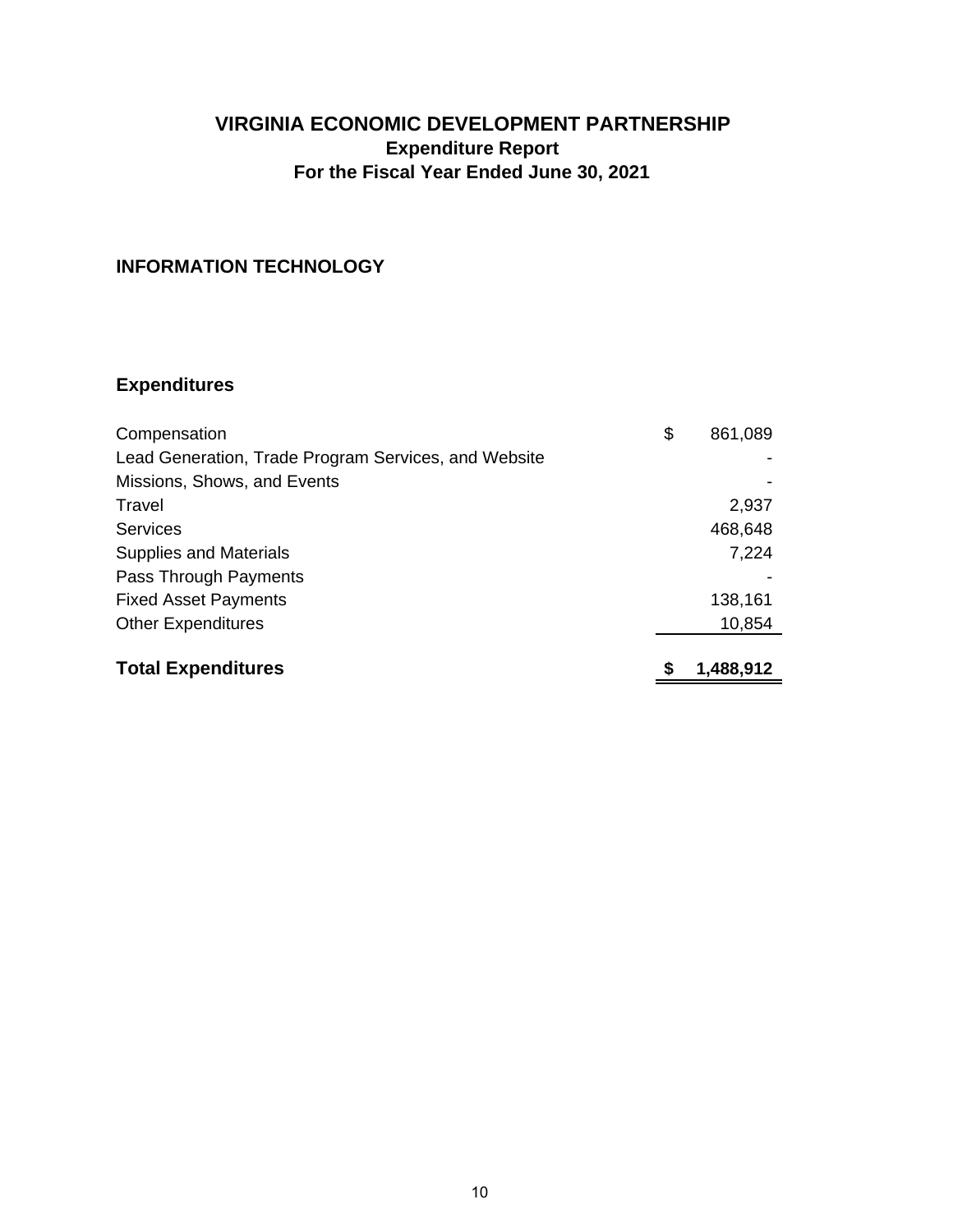# VIRGINIA ECONOMIC DEVELOPMENT PARTNERSHIP

## Expenditure Report

## For the Fiscal Year Ended June 30, 2021

### INFORMATION TECHNOLOGY

### Expenditures

| | |
|---|---|
| Compensation | $ 861,089 |
| Lead Generation, Trade Program Services, and Website | - |
| Missions, Shows, and Events | - |
| Travel | 2,937 |
| Services | 468,648 |
| Supplies and Materials | 7,224 |
| Pass Through Payments | - |
| Fixed Asset Payments | 138,161 |
| Other Expenditures | 10,854 |
| **Total Expenditures** | **$ 1,488,912** |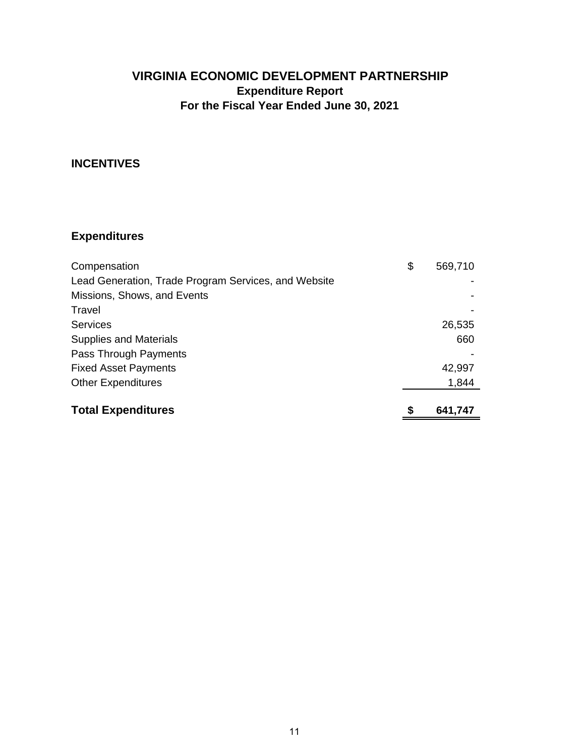# VIRGINIA ECONOMIC DEVELOPMENT PARTNERSHIP

## Expenditure Report

## For the Fiscal Year Ended June 30, 2021

### INCENTIVES

### Expenditures

| | | |
|---|---|---|
| Compensation | $ | 569,710 |
| Lead Generation, Trade Program Services, and Website | | - |
| Missions, Shows, and Events | | - |
| Travel | | - |
| Services | | 26,535 |
| Supplies and Materials | | 660 |
| Pass Through Payments | | - |
| Fixed Asset Payments | | 42,997 |
| Other Expenditures | | 1,844 |
| **Total Expenditures** | **$** | **641,747** |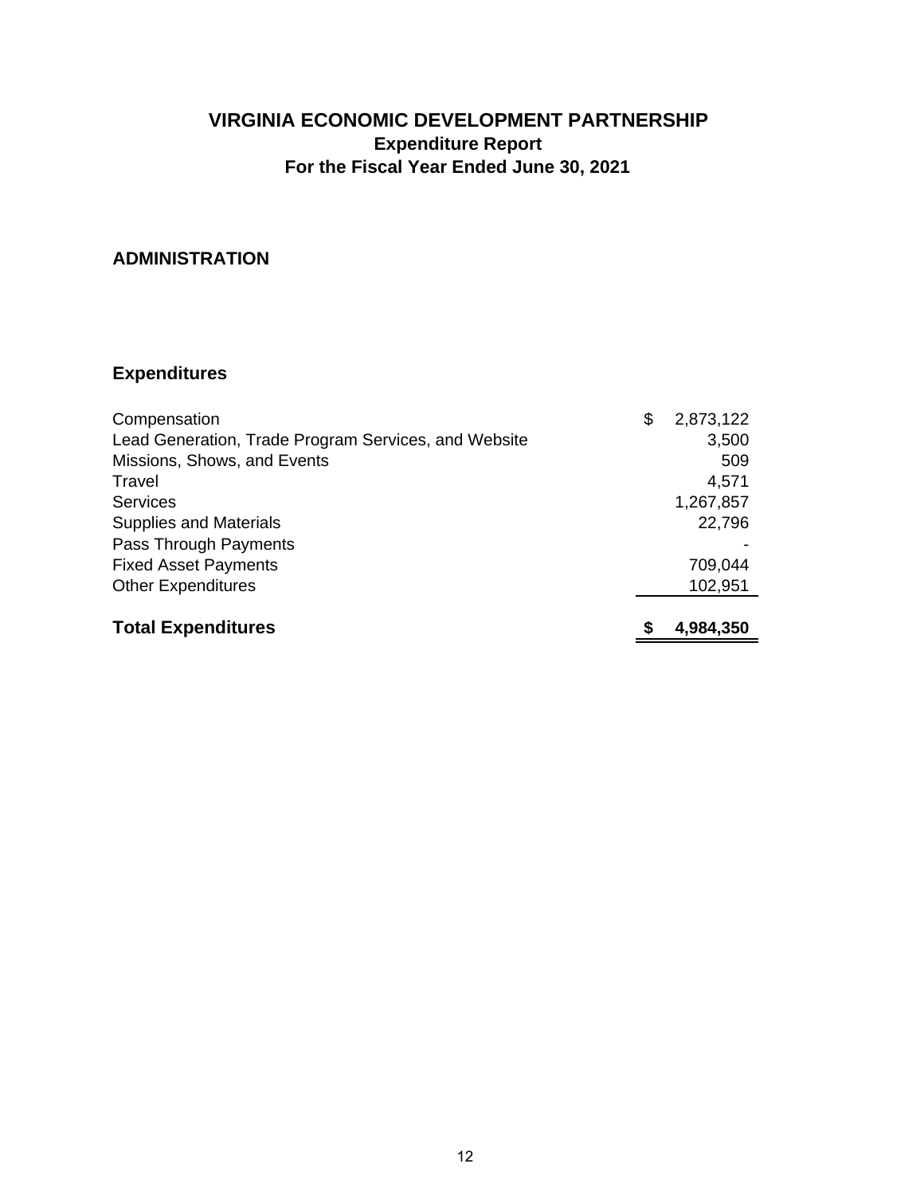# VIRGINIA ECONOMIC DEVELOPMENT PARTNERSHIP

## Expenditure Report

## For the Fiscal Year Ended June 30, 2021

### ADMINISTRATION

### Expenditures

| | |
|---|---|
| Compensation | $ 2,873,122 |
| Lead Generation, Trade Program Services, and Website | 3,500 |
| Missions, Shows, and Events | 509 |
| Travel | 4,571 |
| Services | 1,267,857 |
| Supplies and Materials | 22,796 |
| Pass Through Payments | - |
| Fixed Asset Payments | 709,044 |
| Other Expenditures | 102,951 |
| **Total Expenditures** | **$ 4,984,350** |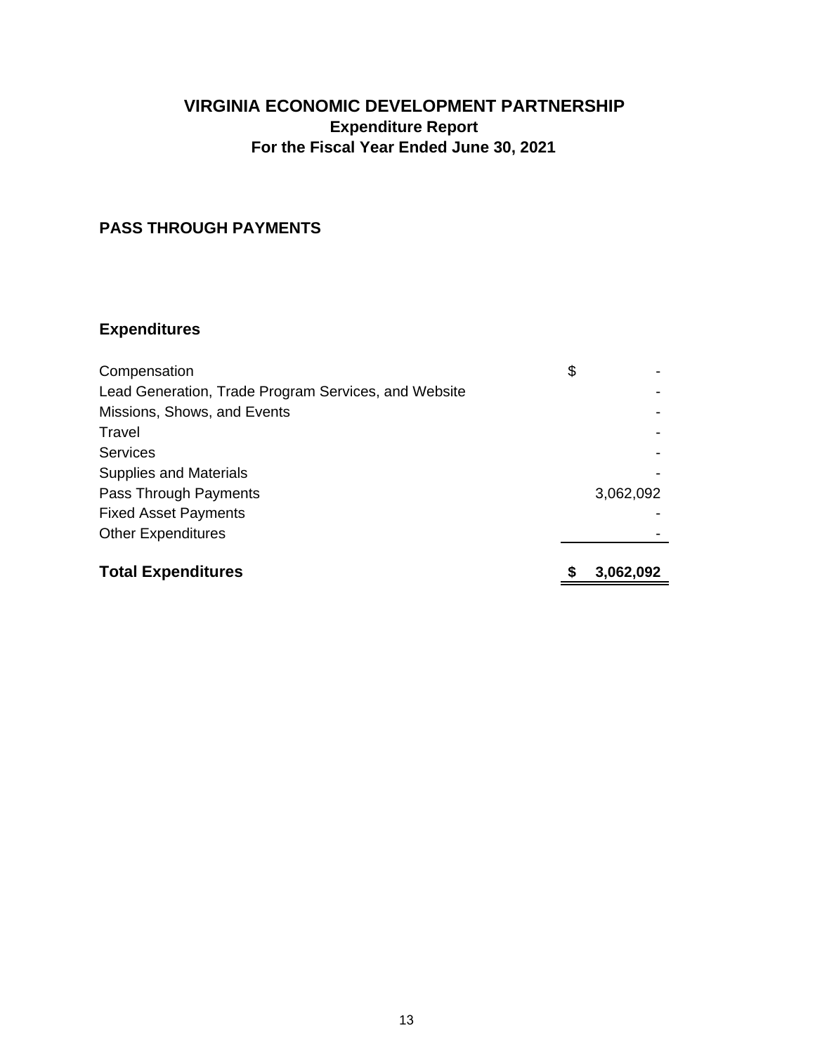# VIRGINIA ECONOMIC DEVELOPMENT PARTNERSHIP
## Expenditure Report
## For the Fiscal Year Ended June 30, 2021

### PASS THROUGH PAYMENTS

### Expenditures

| | |
|---|---|
| Compensation | $ - |
| Lead Generation, Trade Program Services, and Website | - |
| Missions, Shows, and Events | - |
| Travel | - |
| Services | - |
| Supplies and Materials | - |
| Pass Through Payments | 3,062,092 |
| Fixed Asset Payments | - |
| Other Expenditures | - |
| **Total Expenditures** | **$ 3,062,092** |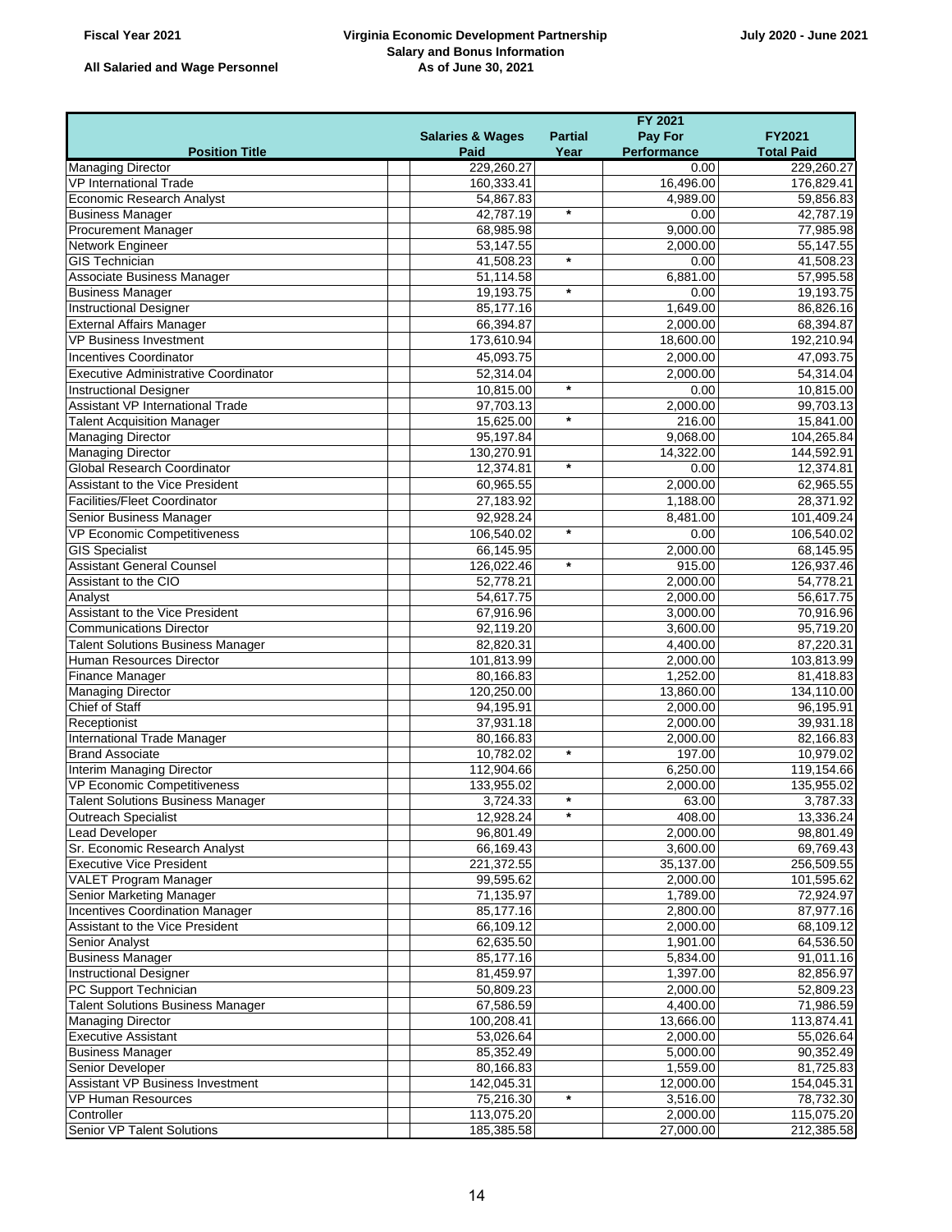Fiscal Year 2021

**Virginia Economic Development Partnership**
**Salary and Bonus Information**
**As of June 30, 2021**

July 2020 - June 2021

All Salaried and Wage Personnel

| Position Title | Salaries & Wages Paid | Partial Year | FY 2021 Pay For Performance | FY2021 Total Paid |
|---|---|---|---|---|
| Managing Director | 229,260.27 | | 0.00 | 229,260.27 |
| VP International Trade | 160,333.41 | | 16,496.00 | 176,829.41 |
| Economic Research Analyst | 54,867.83 | | 4,989.00 | 59,856.83 |
| Business Manager | 42,787.19 | * | 0.00 | 42,787.19 |
| Procurement Manager | 68,985.98 | | 9,000.00 | 77,985.98 |
| Network Engineer | 53,147.55 | | 2,000.00 | 55,147.55 |
| GIS Technician | 41,508.23 | * | 0.00 | 41,508.23 |
| Associate Business Manager | 51,114.58 | | 6,881.00 | 57,995.58 |
| Business Manager | 19,193.75 | * | 0.00 | 19,193.75 |
| Instructional Designer | 85,177.16 | | 1,649.00 | 86,826.16 |
| External Affairs Manager | 66,394.87 | | 2,000.00 | 68,394.87 |
| VP Business Investment | 173,610.94 | | 18,600.00 | 192,210.94 |
| Incentives Coordinator | 45,093.75 | | 2,000.00 | 47,093.75 |
| Executive Administrative Coordinator | 52,314.04 | | 2,000.00 | 54,314.04 |
| Instructional Designer | 10,815.00 | * | 0.00 | 10,815.00 |
| Assistant VP International Trade | 97,703.13 | | 2,000.00 | 99,703.13 |
| Talent Acquisition Manager | 15,625.00 | * | 216.00 | 15,841.00 |
| Managing Director | 95,197.84 | | 9,068.00 | 104,265.84 |
| Managing Director | 130,270.91 | | 14,322.00 | 144,592.91 |
| Global Research Coordinator | 12,374.81 | * | 0.00 | 12,374.81 |
| Assistant to the Vice President | 60,965.55 | | 2,000.00 | 62,965.55 |
| Facilities/Fleet Coordinator | 27,183.92 | | 1,188.00 | 28,371.92 |
| Senior Business Manager | 92,928.24 | | 8,481.00 | 101,409.24 |
| VP Economic Competitiveness | 106,540.02 | * | 0.00 | 106,540.02 |
| GIS Specialist | 66,145.95 | | 2,000.00 | 68,145.95 |
| Assistant General Counsel | 126,022.46 | * | 915.00 | 126,937.46 |
| Assistant to the CIO | 52,778.21 | | 2,000.00 | 54,778.21 |
| Analyst | 54,617.75 | | 2,000.00 | 56,617.75 |
| Assistant to the Vice President | 67,916.96 | | 3,000.00 | 70,916.96 |
| Communications Director | 92,119.20 | | 3,600.00 | 95,719.20 |
| Talent Solutions Business Manager | 82,820.31 | | 4,400.00 | 87,220.31 |
| Human Resources Director | 101,813.99 | | 2,000.00 | 103,813.99 |
| Finance Manager | 80,166.83 | | 1,252.00 | 81,418.83 |
| Managing Director | 120,250.00 | | 13,860.00 | 134,110.00 |
| Chief of Staff | 94,195.91 | | 2,000.00 | 96,195.91 |
| Receptionist | 37,931.18 | | 2,000.00 | 39,931.18 |
| International Trade Manager | 80,166.83 | | 2,000.00 | 82,166.83 |
| Brand Associate | 10,782.02 | * | 197.00 | 10,979.02 |
| Interim Managing Director | 112,904.66 | | 6,250.00 | 119,154.66 |
| VP Economic Competitiveness | 133,955.02 | | 2,000.00 | 135,955.02 |
| Talent Solutions Business Manager | 3,724.33 | * | 63.00 | 3,787.33 |
| Outreach Specialist | 12,928.24 | * | 408.00 | 13,336.24 |
| Lead Developer | 96,801.49 | | 2,000.00 | 98,801.49 |
| Sr. Economic Research Analyst | 66,169.43 | | 3,600.00 | 69,769.43 |
| Executive Vice President | 221,372.55 | | 35,137.00 | 256,509.55 |
| VALET Program Manager | 99,595.62 | | 2,000.00 | 101,595.62 |
| Senior Marketing Manager | 71,135.97 | | 1,789.00 | 72,924.97 |
| Incentives Coordination Manager | 85,177.16 | | 2,800.00 | 87,977.16 |
| Assistant to the Vice President | 66,109.12 | | 2,000.00 | 68,109.12 |
| Senior Analyst | 62,635.50 | | 1,901.00 | 64,536.50 |
| Business Manager | 85,177.16 | | 5,834.00 | 91,011.16 |
| Instructional Designer | 81,459.97 | | 1,397.00 | 82,856.97 |
| PC Support Technician | 50,809.23 | | 2,000.00 | 52,809.23 |
| Talent Solutions Business Manager | 67,586.59 | | 4,400.00 | 71,986.59 |
| Managing Director | 100,208.41 | | 13,666.00 | 113,874.41 |
| Executive Assistant | 53,026.64 | | 2,000.00 | 55,026.64 |
| Business Manager | 85,352.49 | | 5,000.00 | 90,352.49 |
| Senior Developer | 80,166.83 | | 1,559.00 | 81,725.83 |
| Assistant VP Business Investment | 142,045.31 | | 12,000.00 | 154,045.31 |
| VP Human Resources | 75,216.30 | * | 3,516.00 | 78,732.30 |
| Controller | 113,075.20 | | 2,000.00 | 115,075.20 |
| Senior VP Talent Solutions | 185,385.58 | | 27,000.00 | 212,385.58 |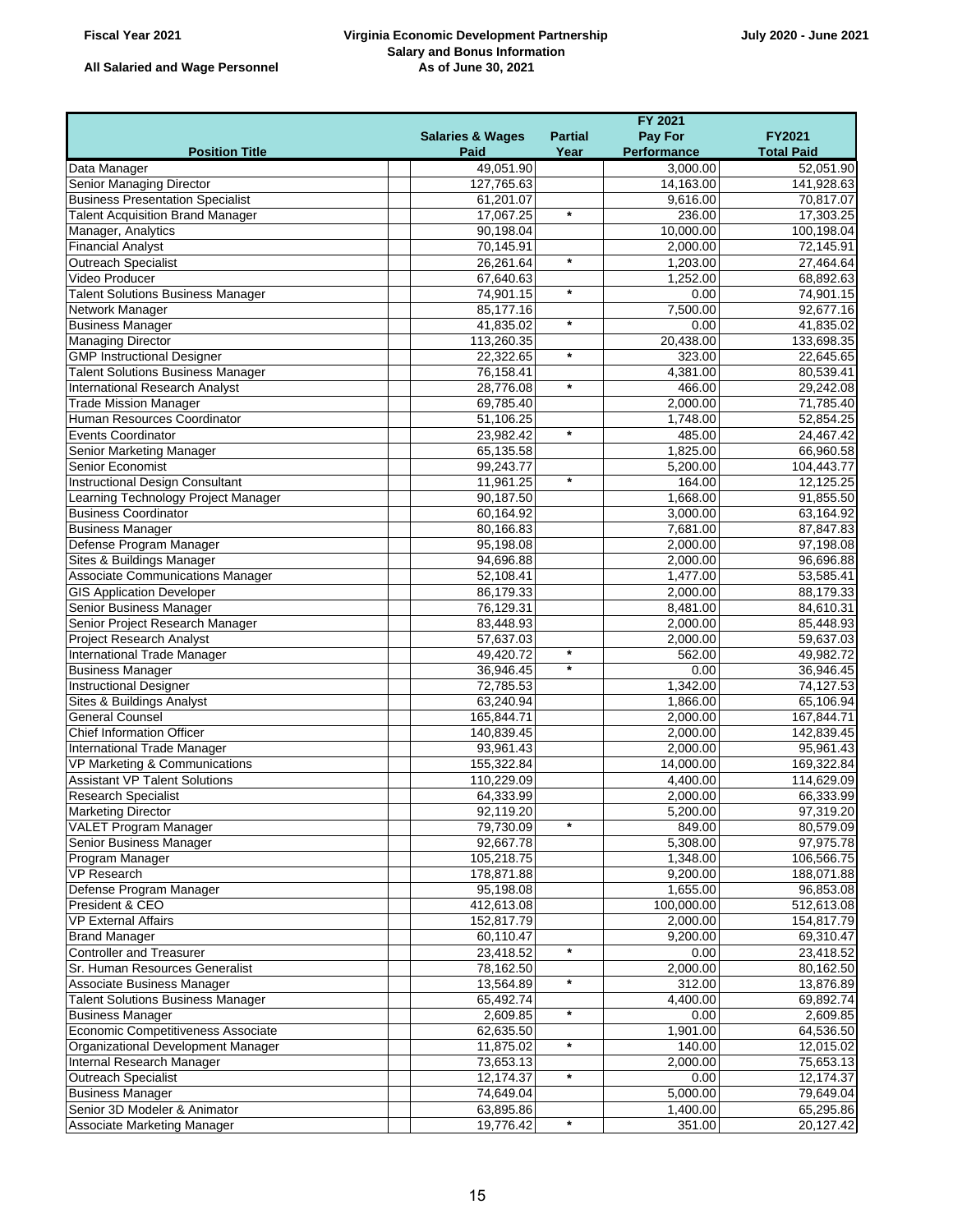**Fiscal Year 2021** | **Virginia Economic Development Partnership** | **July 2020 - June 2021**

**Salary and Bonus Information**

**As of June 30, 2021**

**All Salaried and Wage Personnel**

| Position Title | Salaries & Wages Paid | Partial Year | FY 2021 Pay For Performance | FY2021 Total Paid |
|---|---|---|---|---|
| Data Manager | 49,051.90 | | 3,000.00 | 52,051.90 |
| Senior Managing Director | 127,765.63 | | 14,163.00 | 141,928.63 |
| Business Presentation Specialist | 61,201.07 | | 9,616.00 | 70,817.07 |
| Talent Acquisition Brand Manager | 17,067.25 | * | 236.00 | 17,303.25 |
| Manager, Analytics | 90,198.04 | | 10,000.00 | 100,198.04 |
| Financial Analyst | 70,145.91 | | 2,000.00 | 72,145.91 |
| Outreach Specialist | 26,261.64 | * | 1,203.00 | 27,464.64 |
| Video Producer | 67,640.63 | | 1,252.00 | 68,892.63 |
| Talent Solutions Business Manager | 74,901.15 | * | 0.00 | 74,901.15 |
| Network Manager | 85,177.16 | | 7,500.00 | 92,677.16 |
| Business Manager | 41,835.02 | * | 0.00 | 41,835.02 |
| Managing Director | 113,260.35 | | 20,438.00 | 133,698.35 |
| GMP Instructional Designer | 22,322.65 | * | 323.00 | 22,645.65 |
| Talent Solutions Business Manager | 76,158.41 | | 4,381.00 | 80,539.41 |
| International Research Analyst | 28,776.08 | * | 466.00 | 29,242.08 |
| Trade Mission Manager | 69,785.40 | | 2,000.00 | 71,785.40 |
| Human Resources Coordinator | 51,106.25 | | 1,748.00 | 52,854.25 |
| Events Coordinator | 23,982.42 | * | 485.00 | 24,467.42 |
| Senior Marketing Manager | 65,135.58 | | 1,825.00 | 66,960.58 |
| Senior Economist | 99,243.77 | | 5,200.00 | 104,443.77 |
| Instructional Design Consultant | 11,961.25 | * | 164.00 | 12,125.25 |
| Learning Technology Project Manager | 90,187.50 | | 1,668.00 | 91,855.50 |
| Business Coordinator | 60,164.92 | | 3,000.00 | 63,164.92 |
| Business Manager | 80,166.83 | | 7,681.00 | 87,847.83 |
| Defense Program Manager | 95,198.08 | | 2,000.00 | 97,198.08 |
| Sites & Buildings Manager | 94,696.88 | | 2,000.00 | 96,696.88 |
| Associate Communications Manager | 52,108.41 | | 1,477.00 | 53,585.41 |
| GIS Application Developer | 86,179.33 | | 2,000.00 | 88,179.33 |
| Senior Business Manager | 76,129.31 | | 8,481.00 | 84,610.31 |
| Senior Project Research Manager | 83,448.93 | | 2,000.00 | 85,448.93 |
| Project Research Analyst | 57,637.03 | | 2,000.00 | 59,637.03 |
| International Trade Manager | 49,420.72 | * | 562.00 | 49,982.72 |
| Business Manager | 36,946.45 | * | 0.00 | 36,946.45 |
| Instructional Designer | 72,785.53 | | 1,342.00 | 74,127.53 |
| Sites & Buildings Analyst | 63,240.94 | | 1,866.00 | 65,106.94 |
| General Counsel | 165,844.71 | | 2,000.00 | 167,844.71 |
| Chief Information Officer | 140,839.45 | | 2,000.00 | 142,839.45 |
| International Trade Manager | 93,961.43 | | 2,000.00 | 95,961.43 |
| VP Marketing & Communications | 155,322.84 | | 14,000.00 | 169,322.84 |
| Assistant VP Talent Solutions | 110,229.09 | | 4,400.00 | 114,629.09 |
| Research Specialist | 64,333.99 | | 2,000.00 | 66,333.99 |
| Marketing Director | 92,119.20 | | 5,200.00 | 97,319.20 |
| VALET Program Manager | 79,730.09 | * | 849.00 | 80,579.09 |
| Senior Business Manager | 92,667.78 | | 5,308.00 | 97,975.78 |
| Program Manager | 105,218.75 | | 1,348.00 | 106,566.75 |
| VP Research | 178,871.88 | | 9,200.00 | 188,071.88 |
| Defense Program Manager | 95,198.08 | | 1,655.00 | 96,853.08 |
| President & CEO | 412,613.08 | | 100,000.00 | 512,613.08 |
| VP External Affairs | 152,817.79 | | 2,000.00 | 154,817.79 |
| Brand Manager | 60,110.47 | | 9,200.00 | 69,310.47 |
| Controller and Treasurer | 23,418.52 | * | 0.00 | 23,418.52 |
| Sr. Human Resources Generalist | 78,162.50 | | 2,000.00 | 80,162.50 |
| Associate Business Manager | 13,564.89 | * | 312.00 | 13,876.89 |
| Talent Solutions Business Manager | 65,492.74 | | 4,400.00 | 69,892.74 |
| Business Manager | 2,609.85 | * | 0.00 | 2,609.85 |
| Economic Competitiveness Associate | 62,635.50 | | 1,901.00 | 64,536.50 |
| Organizational Development Manager | 11,875.02 | * | 140.00 | 12,015.02 |
| Internal Research Manager | 73,653.13 | | 2,000.00 | 75,653.13 |
| Outreach Specialist | 12,174.37 | * | 0.00 | 12,174.37 |
| Business Manager | 74,649.04 | | 5,000.00 | 79,649.04 |
| Senior 3D Modeler & Animator | 63,895.86 | | 1,400.00 | 65,295.86 |
| Associate Marketing Manager | 19,776.42 | * | 351.00 | 20,127.42 |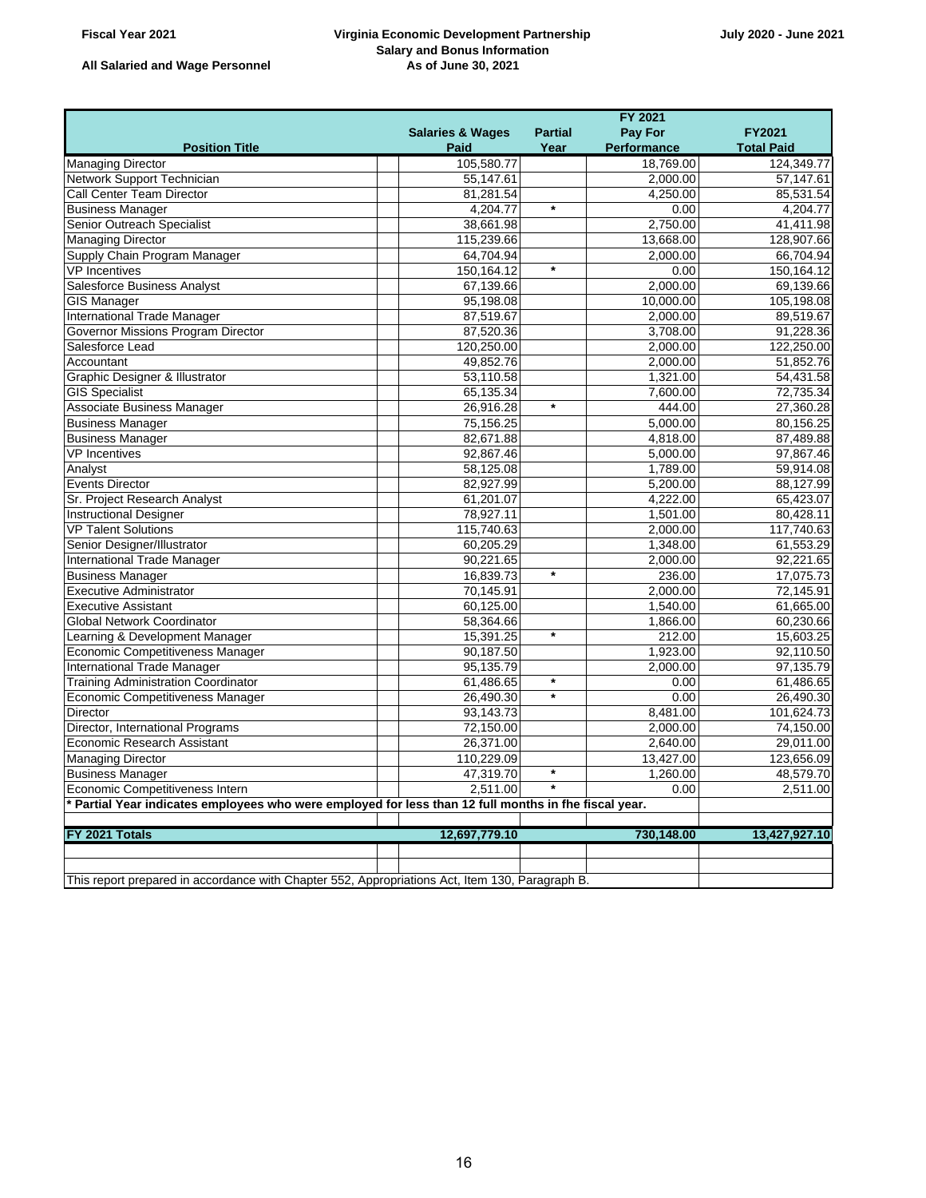Fiscal Year 2021

**Virginia Economic Development Partnership**
**Salary and Bonus Information**
**As of June 30, 2021**

July 2020 - June 2021

All Salaried and Wage Personnel

| Position Title | Salaries & Wages Paid | Partial Year | FY 2021 Pay For Performance | FY2021 Total Paid |
|---|---|---|---|---|
| Managing Director | 105,580.77 | | 18,769.00 | 124,349.77 |
| Network Support Technician | 55,147.61 | | 2,000.00 | 57,147.61 |
| Call Center Team Director | 81,281.54 | | 4,250.00 | 85,531.54 |
| Business Manager | 4,204.77 | * | 0.00 | 4,204.77 |
| Senior Outreach Specialist | 38,661.98 | | 2,750.00 | 41,411.98 |
| Managing Director | 115,239.66 | | 13,668.00 | 128,907.66 |
| Supply Chain Program Manager | 64,704.94 | | 2,000.00 | 66,704.94 |
| VP Incentives | 150,164.12 | * | 0.00 | 150,164.12 |
| Salesforce Business Analyst | 67,139.66 | | 2,000.00 | 69,139.66 |
| GIS Manager | 95,198.08 | | 10,000.00 | 105,198.08 |
| International Trade Manager | 87,519.67 | | 2,000.00 | 89,519.67 |
| Governor Missions Program Director | 87,520.36 | | 3,708.00 | 91,228.36 |
| Salesforce Lead | 120,250.00 | | 2,000.00 | 122,250.00 |
| Accountant | 49,852.76 | | 2,000.00 | 51,852.76 |
| Graphic Designer & Illustrator | 53,110.58 | | 1,321.00 | 54,431.58 |
| GIS Specialist | 65,135.34 | | 7,600.00 | 72,735.34 |
| Associate Business Manager | 26,916.28 | * | 444.00 | 27,360.28 |
| Business Manager | 75,156.25 | | 5,000.00 | 80,156.25 |
| Business Manager | 82,671.88 | | 4,818.00 | 87,489.88 |
| VP Incentives | 92,867.46 | | 5,000.00 | 97,867.46 |
| Analyst | 58,125.08 | | 1,789.00 | 59,914.08 |
| Events Director | 82,927.99 | | 5,200.00 | 88,127.99 |
| Sr. Project Research Analyst | 61,201.07 | | 4,222.00 | 65,423.07 |
| Instructional Designer | 78,927.11 | | 1,501.00 | 80,428.11 |
| VP Talent Solutions | 115,740.63 | | 2,000.00 | 117,740.63 |
| Senior Designer/Illustrator | 60,205.29 | | 1,348.00 | 61,553.29 |
| International Trade Manager | 90,221.65 | | 2,000.00 | 92,221.65 |
| Business Manager | 16,839.73 | * | 236.00 | 17,075.73 |
| Executive Administrator | 70,145.91 | | 2,000.00 | 72,145.91 |
| Executive Assistant | 60,125.00 | | 1,540.00 | 61,665.00 |
| Global Network Coordinator | 58,364.66 | | 1,866.00 | 60,230.66 |
| Learning & Development Manager | 15,391.25 | * | 212.00 | 15,603.25 |
| Economic Competitiveness Manager | 90,187.50 | | 1,923.00 | 92,110.50 |
| International Trade Manager | 95,135.79 | | 2,000.00 | 97,135.79 |
| Training Administration Coordinator | 61,486.65 | * | 0.00 | 61,486.65 |
| Economic Competitiveness Manager | 26,490.30 | * | 0.00 | 26,490.30 |
| Director | 93,143.73 | | 8,481.00 | 101,624.73 |
| Director, International Programs | 72,150.00 | | 2,000.00 | 74,150.00 |
| Economic Research Assistant | 26,371.00 | | 2,640.00 | 29,011.00 |
| Managing Director | 110,229.09 | | 13,427.00 | 123,656.09 |
| Business Manager | 47,319.70 | * | 1,260.00 | 48,579.70 |
| Economic Competitiveness Intern | 2,511.00 | * | 0.00 | 2,511.00 |
| **FY 2021 Totals** | **12,697,779.10** | | **730,148.00** | **13,427,927.10** |

**\* Partial Year indicates employees who were employed for less than 12 full months in the fiscal year.**

This report prepared in accordance with Chapter 552, Appropriations Act, Item 130, Paragraph B.